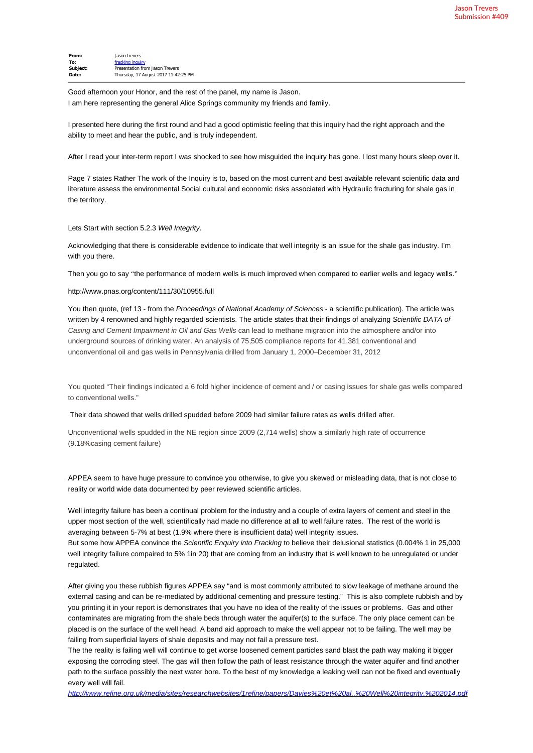Jason Trevers
Submission #409

| | |
|---|---|
| **From:** | Jason trevers |
| **To:** | fracking inquiry |
| **Subject:** | Presentation from Jason Trevers |
| **Date:** | Thursday, 17 August 2017 11:42:25 PM |

Good afternoon your Honor, and the rest of the panel, my name is Jason.
I am here representing the general Alice Springs community my friends and family.

I presented here during the first round and had a good optimistic feeling that this inquiry had the right approach and the ability to meet and hear the public, and is truly independent.

After I read your inter-term report I was shocked to see how misguided the inquiry has gone. I lost many hours sleep over it.

Page 7 states Rather The work of the Inquiry is to, based on the most current and best available relevant scientific data and literature assess the environmental Social cultural and economic risks associated with Hydraulic fracturing for shale gas in the territory.

Lets Start with section 5.2.3 *Well Integrity*.

Acknowledging that there is considerable evidence to indicate that well integrity is an issue for the shale gas industry. I'm with you there.

Then you go to say "the performance of modern wells is much improved when compared to earlier wells and legacy wells."

http://www.pnas.org/content/111/30/10955.full

You then quote, (ref 13 - from the *Proceedings of National Academy of Sciences* - a scientific publication). The article was written by 4 renowned and highly regarded scientists. The article states that their findings of analyzing *Scientific DATA of Casing and Cement Impairment in Oil and Gas Wells* can lead to methane migration into the atmosphere and/or into underground sources of drinking water. An analysis of 75,505 compliance reports for 41,381 conventional and unconventional oil and gas wells in Pennsylvania drilled from January 1, 2000–December 31, 2012

You quoted "Their findings indicated a 6 fold higher incidence of cement and / or casing issues for shale gas wells compared to conventional wells."

Their data showed that wells drilled spudded before 2009 had similar failure rates as wells drilled after.

Unconventional wells spudded in the NE region since 2009 (2,714 wells) show a similarly high rate of occurrence (9.18%casing cement failure)

APPEA seem to have huge pressure to convince you otherwise, to give you skewed or misleading data, that is not close to reality or world wide data documented by peer reviewed scientific articles.

Well integrity failure has been a continual problem for the industry and a couple of extra layers of cement and steel in the upper most section of the well, scientifically had made no difference at all to well failure rates. The rest of the world is averaging between 5-7% at best (1.9% where there is insufficient data) well integrity issues.
But some how APPEA convince the *Scientific Enquiry into Fracking* to believe their delusional statistics (0.004% 1 in 25,000 well integrity failure compaired to 5% 1in 20) that are coming from an industry that is well known to be unregulated or under regulated.

After giving you these rubbish figures APPEA say "and is most commonly attributed to slow leakage of methane around the external casing and can be re-mediated by additional cementing and pressure testing." This is also complete rubbish and by you printing it in your report is demonstrates that you have no idea of the reality of the issues or problems. Gas and other contaminates are migrating from the shale beds through water the aquifer(s) to the surface. The only place cement can be placed is on the surface of the well head. A band aid approach to make the well appear not to be failing. The well may be failing from superficial layers of shale deposits and may not fail a pressure test.
The the reality is failing well will continue to get worse loosened cement particles sand blast the path way making it bigger exposing the corroding steel. The gas will then follow the path of least resistance through the water aquifer and find another path to the surface possibly the next water bore. To the best of my knowledge a leaking well can not be fixed and eventually every well will fail.
*http://www.refine.org.uk/media/sites/researchwebsites/1refine/papers/Davies%20et%20al.,%20Well%20integrity,%202014.pdf*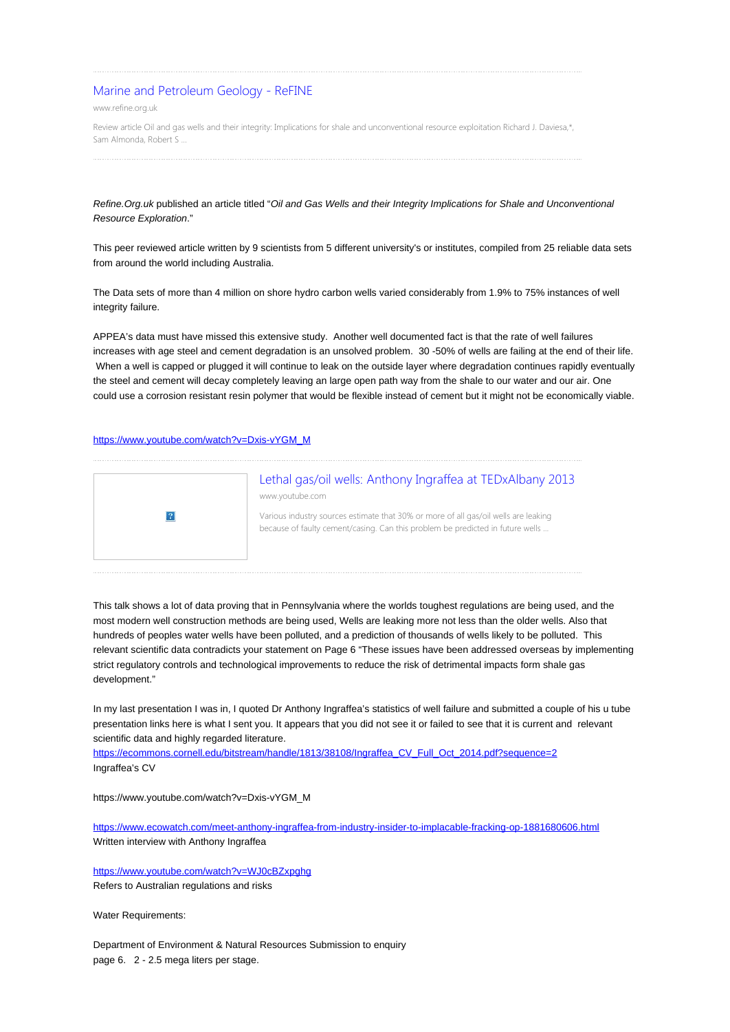[Marine and Petroleum Geology - ReFINE](www.refine.org.uk)

www.refine.org.uk

Review article Oil and gas wells and their integrity: Implications for shale and unconventional resource exploitation Richard J. Daviesa,*, Sam Almonda, Robert S ...

---

*Refine.Org.uk* published an article titled "*Oil and Gas Wells and their Integrity Implications for Shale and Unconventional Resource Exploration*."

This peer reviewed article written by 9 scientists from 5 different university's or institutes, compiled from 25 reliable data sets from around the world including Australia.

The Data sets of more than 4 million on shore hydro carbon wells varied considerably from 1.9% to 75% instances of well integrity failure.

APPEA's data must have missed this extensive study.  Another well documented fact is that the rate of well failures increases with age steel and cement degradation is an unsolved problem.  30 -50% of wells are failing at the end of their life.  When a well is capped or plugged it will continue to leak on the outside layer where degradation continues rapidly eventually the steel and cement will decay completely leaving an large open path way from the shale to our water and our air. One could use a corrosion resistant resin polymer that would be flexible instead of cement but it might not be economically viable.

https://www.youtube.com/watch?v=Dxis-vYGM_M

---

Lethal gas/oil wells: Anthony Ingraffea at TEDxAlbany 2013

www.youtube.com

Various industry sources estimate that 30% or more of all gas/oil wells are leaking because of faulty cement/casing. Can this problem be predicted in future wells ...

---

This talk shows a lot of data proving that in Pennsylvania where the worlds toughest regulations are being used, and the most modern well construction methods are being used, Wells are leaking more not less than the older wells. Also that hundreds of peoples water wells have been polluted, and a prediction of thousands of wells likely to be polluted.  This relevant scientific data contradicts your statement on Page 6 "These issues have been addressed overseas by implementing strict regulatory controls and technological improvements to reduce the risk of detrimental impacts form shale gas development."

In my last presentation I was in, I quoted Dr Anthony Ingraffea's statistics of well failure and submitted a couple of his u tube presentation links here is what I sent you. It appears that you did not see it or failed to see that it is current and  relevant scientific data and highly regarded literature.

https://ecommons.cornell.edu/bitstream/handle/1813/38108/Ingraffea_CV_Full_Oct_2014.pdf?sequence=2
Ingraffea's CV

https://www.youtube.com/watch?v=Dxis-vYGM_M

https://www.ecowatch.com/meet-anthony-ingraffea-from-industry-insider-to-implacable-fracking-op-1881680606.html
Written interview with Anthony Ingraffea

https://www.youtube.com/watch?v=WJ0cBZxpghg
Refers to Australian regulations and risks

Water Requirements:

Department of Environment & Natural Resources Submission to enquiry
page 6.   2 - 2.5 mega liters per stage.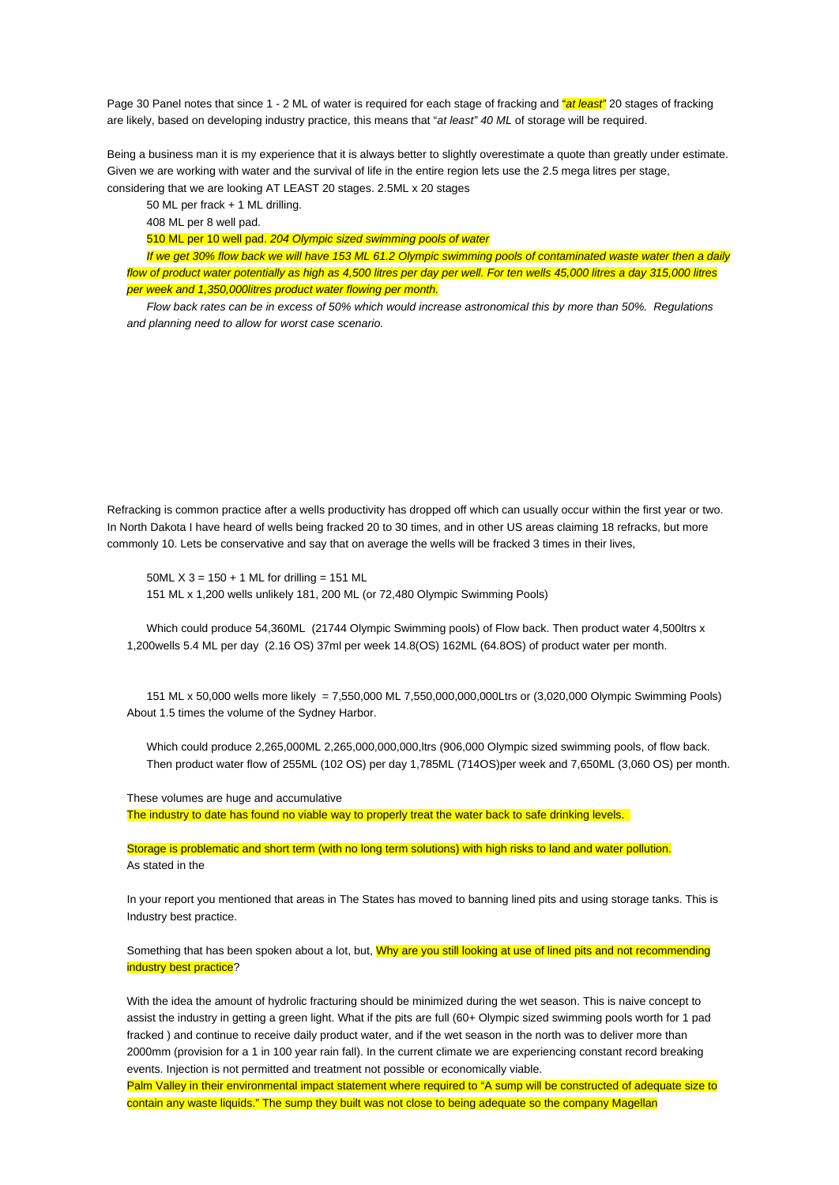Page 30 Panel notes that since 1 - 2 ML of water is required for each stage of fracking and *"at least"* 20 stages of fracking are likely, based on developing industry practice, this means that "*at least" 40 ML* of storage will be required.

Being a business man it is my experience that it is always better to slightly overestimate a quote than greatly under estimate. Given we are working with water and the survival of life in the entire region lets use the 2.5 mega litres per stage, considering that we are looking AT LEAST 20 stages. 2.5ML x 20 stages

50 ML per frack + 1 ML drilling.

408 ML per 8 well pad.

510 ML per 10 well pad. *204 Olympic sized swimming pools of water*

*If we get 30% flow back we will have 153 ML 61.2 Olympic swimming pools of contaminated waste water then a daily flow of product water potentially as high as 4,500 litres per day per well. For ten wells 45,000 litres a day 315,000 litres per week and 1,350,000litres product water flowing per month.*

*Flow back rates can be in excess of 50% which would increase astronomical this by more than 50%. Regulations and planning need to allow for worst case scenario.*

Refracking is common practice after a wells productivity has dropped off which can usually occur within the first year or two. In North Dakota I have heard of wells being fracked 20 to 30 times, and in other US areas claiming 18 refracks, but more commonly 10. Lets be conservative and say that on average the wells will be fracked 3 times in their lives,

50ML X 3 = 150 + 1 ML for drilling = 151 ML

151 ML x 1,200 wells unlikely 181, 200 ML (or 72,480 Olympic Swimming Pools)

Which could produce 54,360ML (21744 Olympic Swimming pools) of Flow back. Then product water 4,500ltrs x 1,200wells 5.4 ML per day (2.16 OS) 37ml per week 14.8(OS) 162ML (64.8OS) of product water per month.

151 ML x 50,000 wells more likely = 7,550,000 ML 7,550,000,000,000Ltrs or (3,020,000 Olympic Swimming Pools) About 1.5 times the volume of the Sydney Harbor.

Which could produce 2,265,000ML 2,265,000,000,000,ltrs (906,000 Olympic sized swimming pools, of flow back. Then product water flow of 255ML (102 OS) per day 1,785ML (714OS)per week and 7,650ML (3,060 OS) per month.

These volumes are huge and accumulative

The industry to date has found no viable way to properly treat the water back to safe drinking levels.

Storage is problematic and short term (with no long term solutions) with high risks to land and water pollution.

As stated in the

In your report you mentioned that areas in The States has moved to banning lined pits and using storage tanks. This is Industry best practice.

Something that has been spoken about a lot, but, Why are you still looking at use of lined pits and not recommending industry best practice?

With the idea the amount of hydrolic fracturing should be minimized during the wet season. This is naive concept to assist the industry in getting a green light. What if the pits are full (60+ Olympic sized swimming pools worth for 1 pad fracked ) and continue to receive daily product water, and if the wet season in the north was to deliver more than 2000mm (provision for a 1 in 100 year rain fall). In the current climate we are experiencing constant record breaking events. Injection is not permitted and treatment not possible or economically viable.

Palm Valley in their environmental impact statement where required to "A sump will be constructed of adequate size to contain any waste liquids." The sump they built was not close to being adequate so the company Magellan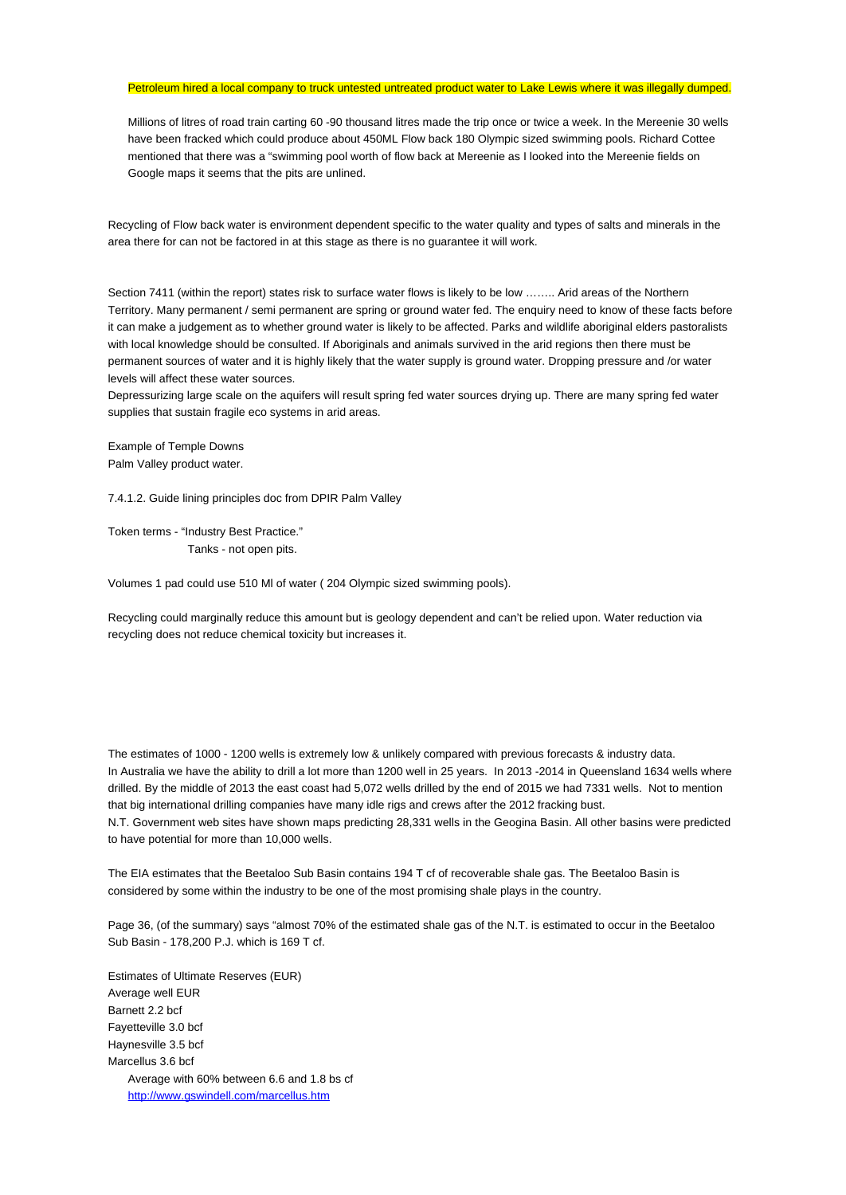Petroleum hired a local company to truck untested untreated product water to Lake Lewis where it was illegally dumped.

Millions of litres of road train carting 60 -90 thousand litres made the trip once or twice a week. In the Mereenie 30 wells have been fracked which could produce about 450ML Flow back 180 Olympic sized swimming pools. Richard Cottee mentioned that there was a "swimming pool worth of flow back at Mereenie as I looked into the Mereenie fields on Google maps it seems that the pits are unlined.

Recycling of Flow back water is environment dependent specific to the water quality and types of salts and minerals in the area there for can not be factored in at this stage as there is no guarantee it will work.

Section 7411 (within the report) states risk to surface water flows is likely to be low …….. Arid areas of the Northern Territory. Many permanent / semi permanent are spring or ground water fed. The enquiry need to know of these facts before it can make a judgement as to whether ground water is likely to be affected. Parks and wildlife aboriginal elders pastoralists with local knowledge should be consulted. If Aboriginals and animals survived in the arid regions then there must be permanent sources of water and it is highly likely that the water supply is ground water. Dropping pressure and /or water levels will affect these water sources.
Depressurizing large scale on the aquifers will result spring fed water sources drying up. There are many spring fed water supplies that sustain fragile eco systems in arid areas.

Example of Temple Downs
Palm Valley product water.

7.4.1.2. Guide lining principles doc from DPIR Palm Valley

Token terms - "Industry Best Practice."
Tanks - not open pits.

Volumes 1 pad could use 510 Ml of water ( 204 Olympic sized swimming pools).

Recycling could marginally reduce this amount but is geology dependent and can't be relied upon. Water reduction via recycling does not reduce chemical toxicity but increases it.

The estimates of 1000 - 1200 wells is extremely low & unlikely compared with previous forecasts & industry data.
In Australia we have the ability to drill a lot more than 1200 well in 25 years. In 2013 -2014 in Queensland 1634 wells where drilled. By the middle of 2013 the east coast had 5,072 wells drilled by the end of 2015 we had 7331 wells. Not to mention that big international drilling companies have many idle rigs and crews after the 2012 fracking bust.
N.T. Government web sites have shown maps predicting 28,331 wells in the Geogina Basin. All other basins were predicted to have potential for more than 10,000 wells.

The EIA estimates that the Beetaloo Sub Basin contains 194 T cf of recoverable shale gas. The Beetaloo Basin is considered by some within the industry to be one of the most promising shale plays in the country.

Page 36, (of the summary) says "almost 70% of the estimated shale gas of the N.T. is estimated to occur in the Beetaloo Sub Basin - 178,200 P.J. which is 169 T cf.

Estimates of Ultimate Reserves (EUR)
Average well EUR
Barnett 2.2 bcf
Fayetteville 3.0 bcf
Haynesville 3.5 bcf
Marcellus 3.6 bcf
Average with 60% between 6.6 and 1.8 bs cf
http://www.gswindell.com/marcellus.htm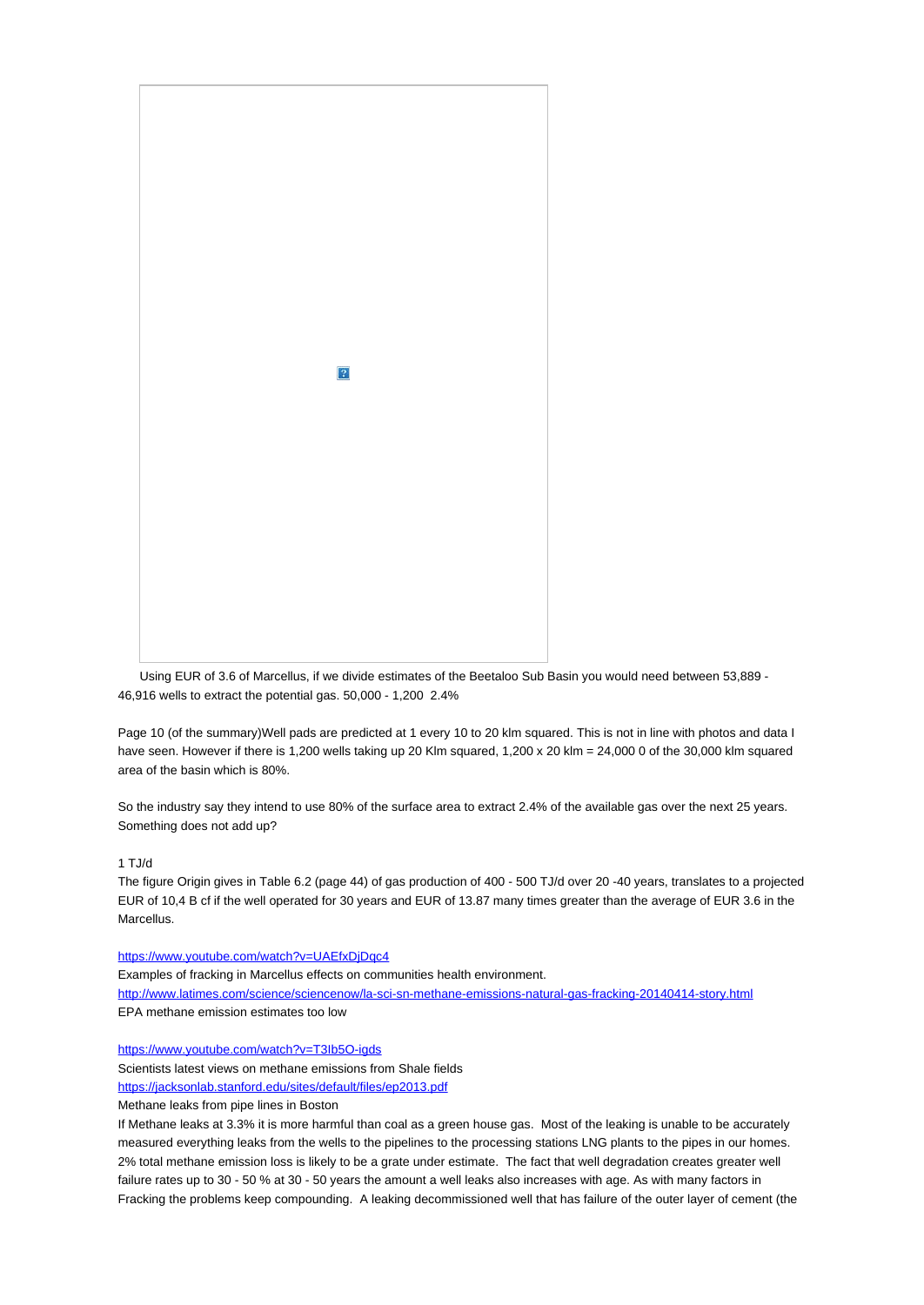Using EUR of 3.6 of Marcellus, if we divide estimates of the Beetaloo Sub Basin you would need between 53,889 - 46,916 wells to extract the potential gas. 50,000 - 1,200 2.4%

Page 10 (of the summary)Well pads are predicted at 1 every 10 to 20 klm squared. This is not in line with photos and data I have seen. However if there is 1,200 wells taking up 20 Klm squared, 1,200 x 20 klm = 24,000 0 of the 30,000 klm squared area of the basin which is 80%.

So the industry say they intend to use 80% of the surface area to extract 2.4% of the available gas over the next 25 years. Something does not add up?

1 TJ/d

The figure Origin gives in Table 6.2 (page 44) of gas production of 400 - 500 TJ/d over 20 -40 years, translates to a projected EUR of 10,4 B cf if the well operated for 30 years and EUR of 13.87 many times greater than the average of EUR 3.6 in the Marcellus.

https://www.youtube.com/watch?v=UAEfxDjDqc4
Examples of fracking in Marcellus effects on communities health environment.
http://www.latimes.com/science/sciencenow/la-sci-sn-methane-emissions-natural-gas-fracking-20140414-story.html
EPA methane emission estimates too low

https://www.youtube.com/watch?v=T3Ib5O-igds
Scientists latest views on methane emissions from Shale fields
https://jacksonlab.stanford.edu/sites/default/files/ep2013.pdf
Methane leaks from pipe lines in Boston
If Methane leaks at 3.3% it is more harmful than coal as a green house gas. Most of the leaking is unable to be accurately measured everything leaks from the wells to the pipelines to the processing stations LNG plants to the pipes in our homes. 2% total methane emission loss is likely to be a grate under estimate. The fact that well degradation creates greater well failure rates up to 30 - 50 % at 30 - 50 years the amount a well leaks also increases with age. As with many factors in Fracking the problems keep compounding. A leaking decommissioned well that has failure of the outer layer of cement (the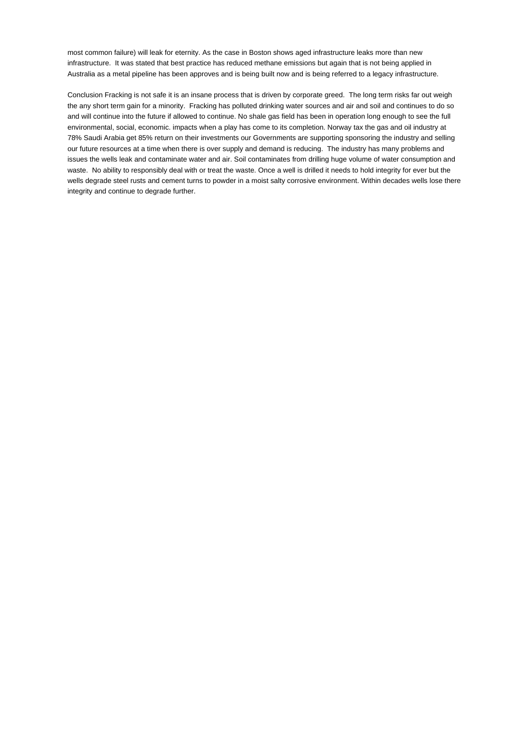most common failure) will leak for eternity. As the case in Boston shows aged infrastructure leaks more than new infrastructure. It was stated that best practice has reduced methane emissions but again that is not being applied in Australia as a metal pipeline has been approves and is being built now and is being referred to a legacy infrastructure.

Conclusion Fracking is not safe it is an insane process that is driven by corporate greed. The long term risks far out weigh the any short term gain for a minority. Fracking has polluted drinking water sources and air and soil and continues to do so and will continue into the future if allowed to continue. No shale gas field has been in operation long enough to see the full environmental, social, economic. impacts when a play has come to its completion. Norway tax the gas and oil industry at 78% Saudi Arabia get 85% return on their investments our Governments are supporting sponsoring the industry and selling our future resources at a time when there is over supply and demand is reducing. The industry has many problems and issues the wells leak and contaminate water and air. Soil contaminates from drilling huge volume of water consumption and waste. No ability to responsibly deal with or treat the waste. Once a well is drilled it needs to hold integrity for ever but the wells degrade steel rusts and cement turns to powder in a moist salty corrosive environment. Within decades wells lose there integrity and continue to degrade further.